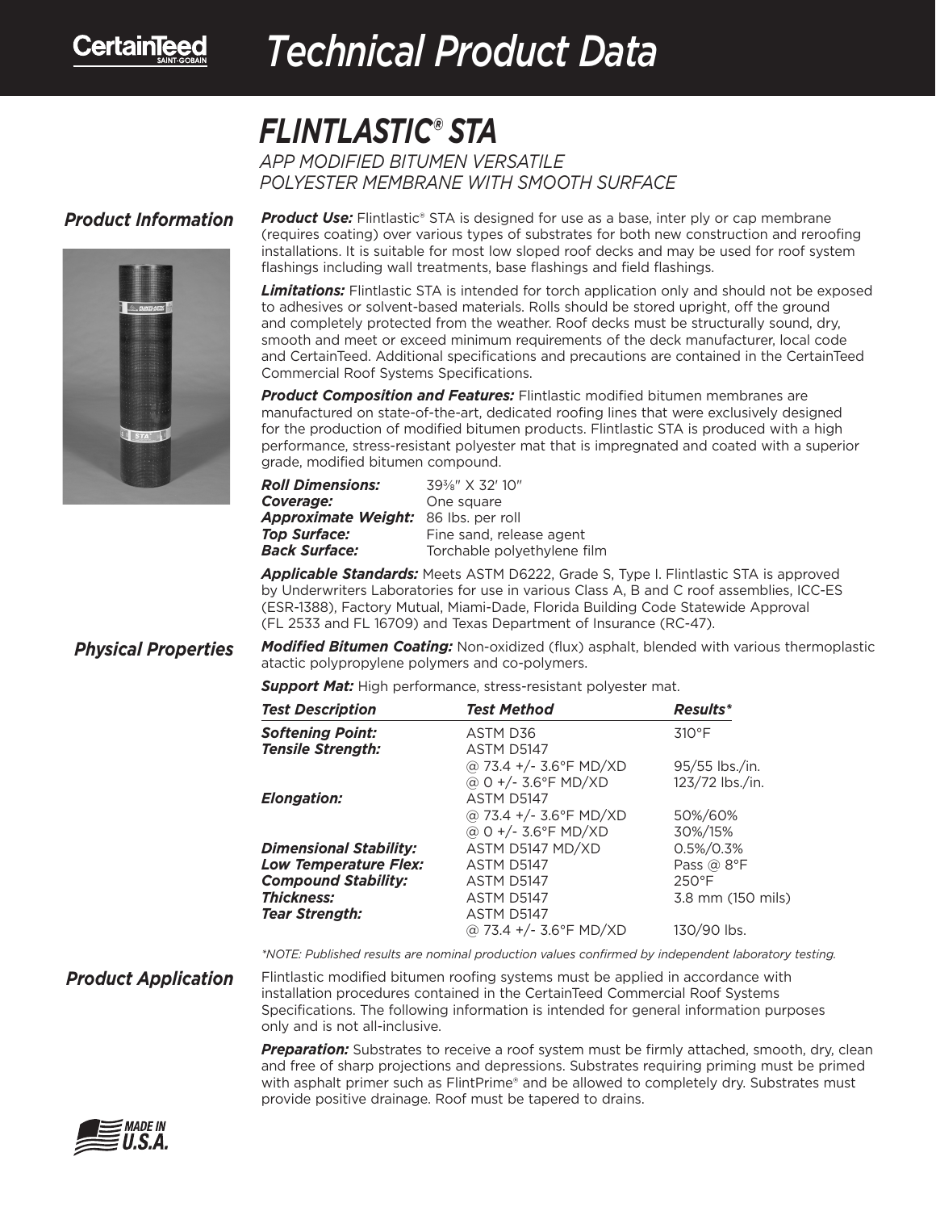# Technical Product Data

## FLINTLASTIC® STA

*APP MODIFIED BITUMEN VERSATILE POLYESTER MEMBRANE WITH SMOOTH SURFACE*

### Product Information

***Product Use:*** Flintlastic® STA is designed for use as a base, inter ply or cap membrane (requires coating) over various types of substrates for both new construction and reroofing installations. It is suitable for most low sloped roof decks and may be used for roof system flashings including wall treatments, base flashings and field flashings.

***Limitations:*** Flintlastic STA is intended for torch application only and should not be exposed to adhesives or solvent-based materials. Rolls should be stored upright, off the ground and completely protected from the weather. Roof decks must be structurally sound, dry, smooth and meet or exceed minimum requirements of the deck manufacturer, local code and CertainTeed. Additional specifications and precautions are contained in the CertainTeed Commercial Roof Systems Specifications.

***Product Composition and Features:*** Flintlastic modified bitumen membranes are manufactured on state-of-the-art, dedicated roofing lines that were exclusively designed for the production of modified bitumen products. Flintlastic STA is produced with a high performance, stress-resistant polyester mat that is impregnated and coated with a superior grade, modified bitumen compound.

|  |  |
|---|---|
| ***Roll Dimensions:*** | 39⅜" X 32' 10" |
| ***Coverage:*** | One square |
| ***Approximate Weight:*** | 86 lbs. per roll |
| ***Top Surface:*** | Fine sand, release agent |
| ***Back Surface:*** | Torchable polyethylene film |

***Applicable Standards:*** Meets ASTM D6222, Grade S, Type I. Flintlastic STA is approved by Underwriters Laboratories for use in various Class A, B and C roof assemblies, ICC-ES (ESR-1388), Factory Mutual, Miami-Dade, Florida Building Code Statewide Approval (FL 2533 and FL 16709) and Texas Department of Insurance (RC-47).

### Physical Properties

***Modified Bitumen Coating:*** Non-oxidized (flux) asphalt, blended with various thermoplastic atactic polypropylene polymers and co-polymers.

***Support Mat:*** High performance, stress-resistant polyester mat.

| ***Test Description*** | ***Test Method*** | ***Results**** |
|---|---|---|
| ***Softening Point:*** | ASTM D36 | 310°F |
| ***Tensile Strength:*** | ASTM D5147 | |
| | @ 73.4 +/- 3.6°F MD/XD | 95/55 lbs./in. |
| | @ 0 +/- 3.6°F MD/XD | 123/72 lbs./in. |
| ***Elongation:*** | ASTM D5147 | |
| | @ 73.4 +/- 3.6°F MD/XD | 50%/60% |
| | @ 0 +/- 3.6°F MD/XD | 30%/15% |
| ***Dimensional Stability:*** | ASTM D5147 MD/XD | 0.5%/0.3% |
| ***Low Temperature Flex:*** | ASTM D5147 | Pass @ 8°F |
| ***Compound Stability:*** | ASTM D5147 | 250°F |
| ***Thickness:*** | ASTM D5147 | 3.8 mm (150 mils) |
| ***Tear Strength:*** | ASTM D5147 | |
| | @ 73.4 +/- 3.6°F MD/XD | 130/90 lbs. |

*\*NOTE: Published results are nominal production values confirmed by independent laboratory testing.*

### Product Application

Flintlastic modified bitumen roofing systems must be applied in accordance with installation procedures contained in the CertainTeed Commercial Roof Systems Specifications. The following information is intended for general information purposes only and is not all-inclusive.

***Preparation:*** Substrates to receive a roof system must be firmly attached, smooth, dry, clean and free of sharp projections and depressions. Substrates requiring priming must be primed with asphalt primer such as FlintPrime® and be allowed to completely dry. Substrates must provide positive drainage. Roof must be tapered to drains.

MADE IN U.S.A.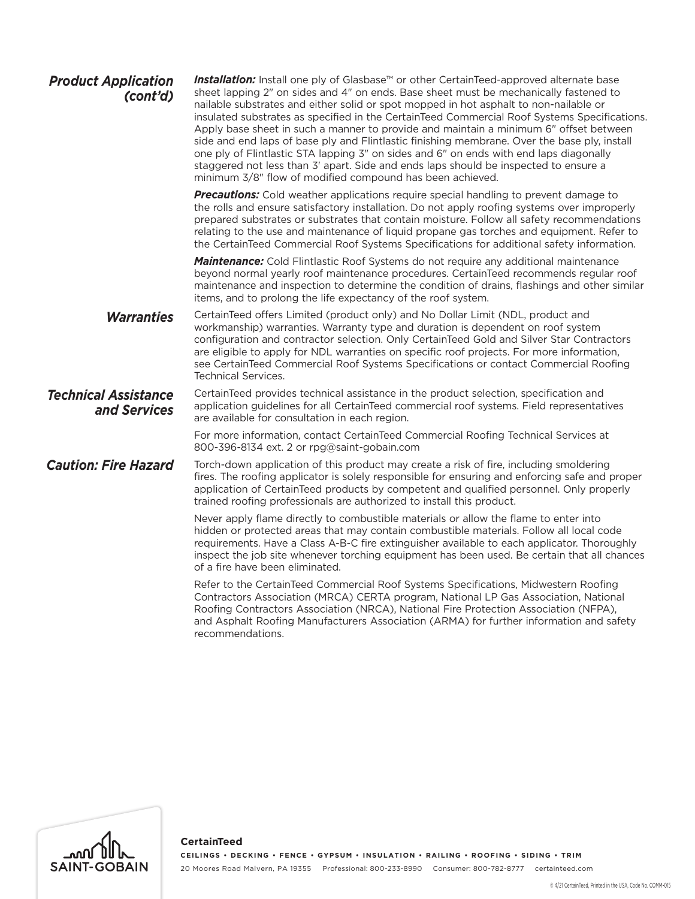## *Product Application (cont'd)*

***Installation:*** Install one ply of Glasbase™ or other CertainTeed-approved alternate base sheet lapping 2" on sides and 4" on ends. Base sheet must be mechanically fastened to nailable substrates and either solid or spot mopped in hot asphalt to non-nailable or insulated substrates as specified in the CertainTeed Commercial Roof Systems Specifications. Apply base sheet in such a manner to provide and maintain a minimum 6" offset between side and end laps of base ply and Flintlastic finishing membrane. Over the base ply, install one ply of Flintlastic STA lapping 3" on sides and 6" on ends with end laps diagonally staggered not less than 3' apart. Side and ends laps should be inspected to ensure a minimum 3/8" flow of modified compound has been achieved.

***Precautions:*** Cold weather applications require special handling to prevent damage to the rolls and ensure satisfactory installation. Do not apply roofing systems over improperly prepared substrates or substrates that contain moisture. Follow all safety recommendations relating to the use and maintenance of liquid propane gas torches and equipment. Refer to the CertainTeed Commercial Roof Systems Specifications for additional safety information.

***Maintenance:*** Cold Flintlastic Roof Systems do not require any additional maintenance beyond normal yearly roof maintenance procedures. CertainTeed recommends regular roof maintenance and inspection to determine the condition of drains, flashings and other similar items, and to prolong the life expectancy of the roof system.

## *Warranties*

CertainTeed offers Limited (product only) and No Dollar Limit (NDL, product and workmanship) warranties. Warranty type and duration is dependent on roof system configuration and contractor selection. Only CertainTeed Gold and Silver Star Contractors are eligible to apply for NDL warranties on specific roof projects. For more information, see CertainTeed Commercial Roof Systems Specifications or contact Commercial Roofing Technical Services.

## *Technical Assistance and Services*

CertainTeed provides technical assistance in the product selection, specification and application guidelines for all CertainTeed commercial roof systems. Field representatives are available for consultation in each region.

For more information, contact CertainTeed Commercial Roofing Technical Services at 800-396-8134 ext. 2 or rpg@saint-gobain.com

## *Caution: Fire Hazard*

Torch-down application of this product may create a risk of fire, including smoldering fires. The roofing applicator is solely responsible for ensuring and enforcing safe and proper application of CertainTeed products by competent and qualified personnel. Only properly trained roofing professionals are authorized to install this product.

Never apply flame directly to combustible materials or allow the flame to enter into hidden or protected areas that may contain combustible materials. Follow all local code requirements. Have a Class A-B-C fire extinguisher available to each applicator. Thoroughly inspect the job site whenever torching equipment has been used. Be certain that all chances of a fire have been eliminated.

Refer to the CertainTeed Commercial Roof Systems Specifications, Midwestern Roofing Contractors Association (MRCA) CERTA program, National LP Gas Association, National Roofing Contractors Association (NRCA), National Fire Protection Association (NFPA), and Asphalt Roofing Manufacturers Association (ARMA) for further information and safety recommendations.

SAINT-GOBAIN

**CertainTeed**

**CEILINGS • DECKING • FENCE • GYPSUM • INSULATION • RAILING • ROOFING • SIDING • TRIM**

20 Moores Road Malvern, PA 19355 Professional: 800-233-8990 Consumer: 800-782-8777 certainteed.com

© 4/21 CertainTeed, Printed in the USA, Code No. COMM-015